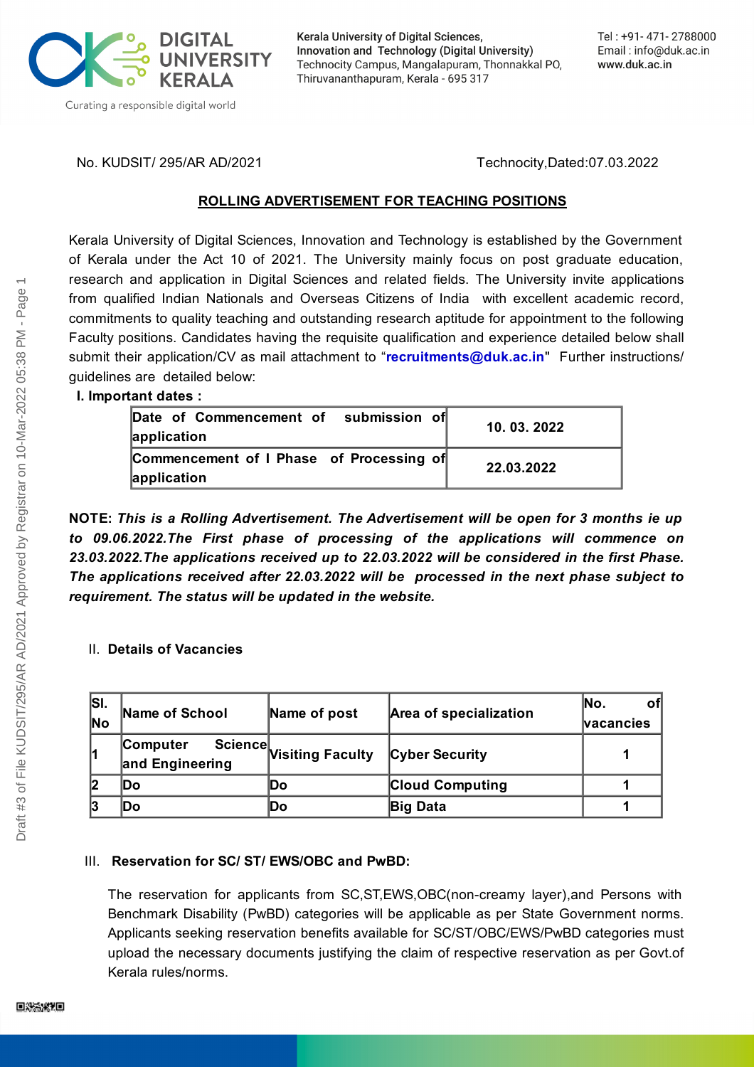Kerala University of Digital Sciences, Innovation and Technology (Digital University)
Technocity Campus, Mangalapuram, Thonnakkal PO, Thiruvananthapuram, Kerala - 695 317

Tel : +91- 471- 2788000
Email : info@duk.ac.in
www.duk.ac.in

No. KUDSIT/ 295/AR AD/2021 Technocity,Dated:07.03.2022

## ROLLING ADVERTISEMENT FOR TEACHING POSITIONS

Kerala University of Digital Sciences, Innovation and Technology is established by the Government of Kerala under the Act 10 of 2021. The University mainly focus on post graduate education, research and application in Digital Sciences and related fields. The University invite applications from qualified Indian Nationals and Overseas Citizens of India with excellent academic record, commitments to quality teaching and outstanding research aptitude for appointment to the following Faculty positions. Candidates having the requisite qualification and experience detailed below shall submit their application/CV as mail attachment to "**recruitments@duk.ac.in**" Further instructions/ guidelines are detailed below:

**I. Important dates :**

| | |
|---|---|
| **Date of Commencement of submission of application** | **10. 03. 2022** |
| **Commencement of I Phase of Processing of application** | **22.03.2022** |

**NOTE:** ***This is a Rolling Advertisement. The Advertisement will be open for 3 months ie up to 09.06.2022.The First phase of processing of the applications will commence on 23.03.2022.The applications received up to 22.03.2022 will be considered in the first Phase. The applications received after 22.03.2022 will be processed in the next phase subject to requirement. The status will be updated in the website.***

II. **Details of Vacancies**

| Sl. No | Name of School | Name of post | Area of specialization | No. of vacancies |
|---|---|---|---|---|
| 1 | Computer Science and Engineering | Visiting Faculty | Cyber Security | 1 |
| 2 | Do | Do | Cloud Computing | 1 |
| 3 | Do | Do | Big Data | 1 |

III. **Reservation for SC/ ST/ EWS/OBC and PwBD:**

The reservation for applicants from SC,ST,EWS,OBC(non-creamy layer),and Persons with Benchmark Disability (PwBD) categories will be applicable as per State Government norms. Applicants seeking reservation benefits available for SC/ST/OBC/EWS/PwBD categories must upload the necessary documents justifying the claim of respective reservation as per Govt.of Kerala rules/norms.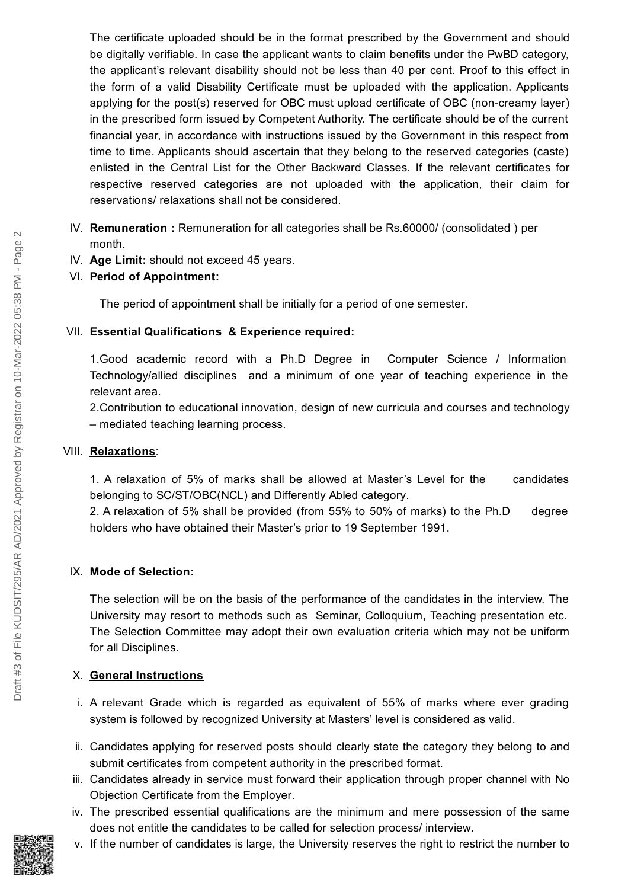The certificate uploaded should be in the format prescribed by the Government and should be digitally verifiable. In case the applicant wants to claim benefits under the PwBD category, the applicant's relevant disability should not be less than 40 per cent. Proof to this effect in the form of a valid Disability Certificate must be uploaded with the application. Applicants applying for the post(s) reserved for OBC must upload certificate of OBC (non-creamy layer) in the prescribed form issued by Competent Authority. The certificate should be of the current financial year, in accordance with instructions issued by the Government in this respect from time to time. Applicants should ascertain that they belong to the reserved categories (caste) enlisted in the Central List for the Other Backward Classes. If the relevant certificates for respective reserved categories are not uploaded with the application, their claim for reservations/ relaxations shall not be considered.

IV. **Remuneration :** Remuneration for all categories shall be Rs.60000/ (consolidated ) per month.

IV. **Age Limit:** should not exceed 45 years.

VI. **Period of Appointment:**

The period of appointment shall be initially for a period of one semester.

VII. **Essential Qualifications & Experience required:**

1.Good academic record with a Ph.D Degree in Computer Science / Information Technology/allied disciplines and a minimum of one year of teaching experience in the relevant area.

2.Contribution to educational innovation, design of new curricula and courses and technology – mediated teaching learning process.

VIII. **<u>Relaxations</u>**:

1. A relaxation of 5% of marks shall be allowed at Master's Level for the candidates belonging to SC/ST/OBC(NCL) and Differently Abled category.

2. A relaxation of 5% shall be provided (from 55% to 50% of marks) to the Ph.D degree holders who have obtained their Master's prior to 19 September 1991.

IX. **<u>Mode of Selection:</u>**

The selection will be on the basis of the performance of the candidates in the interview. The University may resort to methods such as Seminar, Colloquium, Teaching presentation etc. The Selection Committee may adopt their own evaluation criteria which may not be uniform for all Disciplines.

X. **<u>General Instructions</u>**

i. A relevant Grade which is regarded as equivalent of 55% of marks where ever grading system is followed by recognized University at Masters' level is considered as valid.

ii. Candidates applying for reserved posts should clearly state the category they belong to and submit certificates from competent authority in the prescribed format.

iii. Candidates already in service must forward their application through proper channel with No Objection Certificate from the Employer.

iv. The prescribed essential qualifications are the minimum and mere possession of the same does not entitle the candidates to be called for selection process/ interview.

v. If the number of candidates is large, the University reserves the right to restrict the number to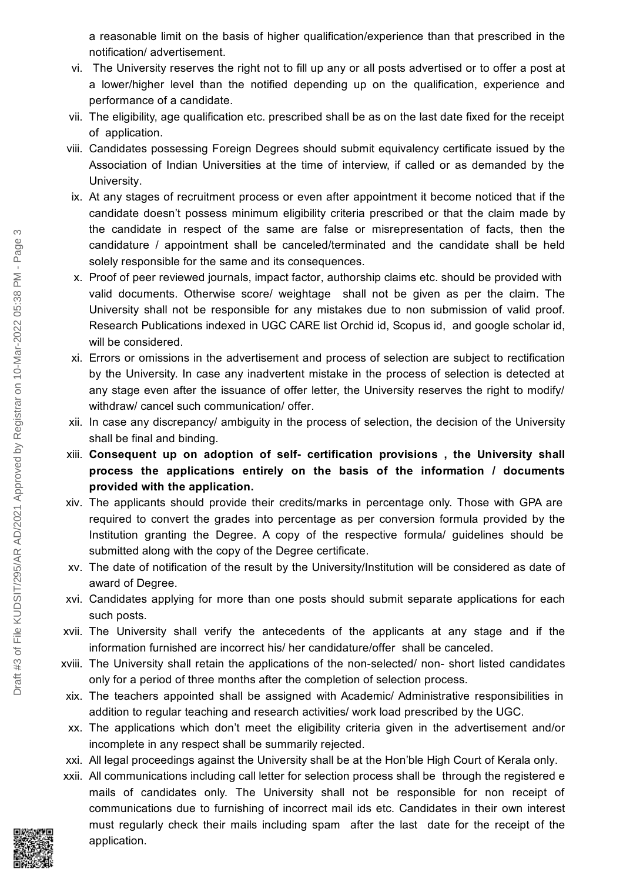a reasonable limit on the basis of higher qualification/experience than that prescribed in the notification/ advertisement.

vi. The University reserves the right not to fill up any or all posts advertised or to offer a post at a lower/higher level than the notified depending up on the qualification, experience and performance of a candidate.

vii. The eligibility, age qualification etc. prescribed shall be as on the last date fixed for the receipt of application.

viii. Candidates possessing Foreign Degrees should submit equivalency certificate issued by the Association of Indian Universities at the time of interview, if called or as demanded by the University.

ix. At any stages of recruitment process or even after appointment it become noticed that if the candidate doesn't possess minimum eligibility criteria prescribed or that the claim made by the candidate in respect of the same are false or misrepresentation of facts, then the candidature / appointment shall be canceled/terminated and the candidate shall be held solely responsible for the same and its consequences.

x. Proof of peer reviewed journals, impact factor, authorship claims etc. should be provided with valid documents. Otherwise score/ weightage shall not be given as per the claim. The University shall not be responsible for any mistakes due to non submission of valid proof. Research Publications indexed in UGC CARE list Orchid id, Scopus id, and google scholar id, will be considered.

xi. Errors or omissions in the advertisement and process of selection are subject to rectification by the University. In case any inadvertent mistake in the process of selection is detected at any stage even after the issuance of offer letter, the University reserves the right to modify/ withdraw/ cancel such communication/ offer.

xii. In case any discrepancy/ ambiguity in the process of selection, the decision of the University shall be final and binding.

xiii. **Consequent up on adoption of self- certification provisions , the University shall process the applications entirely on the basis of the information / documents provided with the application.**

xiv. The applicants should provide their credits/marks in percentage only. Those with GPA are required to convert the grades into percentage as per conversion formula provided by the Institution granting the Degree. A copy of the respective formula/ guidelines should be submitted along with the copy of the Degree certificate.

xv. The date of notification of the result by the University/Institution will be considered as date of award of Degree.

xvi. Candidates applying for more than one posts should submit separate applications for each such posts.

xvii. The University shall verify the antecedents of the applicants at any stage and if the information furnished are incorrect his/ her candidature/offer shall be canceled.

xviii. The University shall retain the applications of the non-selected/ non- short listed candidates only for a period of three months after the completion of selection process.

xix. The teachers appointed shall be assigned with Academic/ Administrative responsibilities in addition to regular teaching and research activities/ work load prescribed by the UGC.

xx. The applications which don't meet the eligibility criteria given in the advertisement and/or incomplete in any respect shall be summarily rejected.

xxi. All legal proceedings against the University shall be at the Hon'ble High Court of Kerala only.

xxii. All communications including call letter for selection process shall be through the registered e mails of candidates only. The University shall not be responsible for non receipt of communications due to furnishing of incorrect mail ids etc. Candidates in their own interest must regularly check their mails including spam after the last date for the receipt of the application.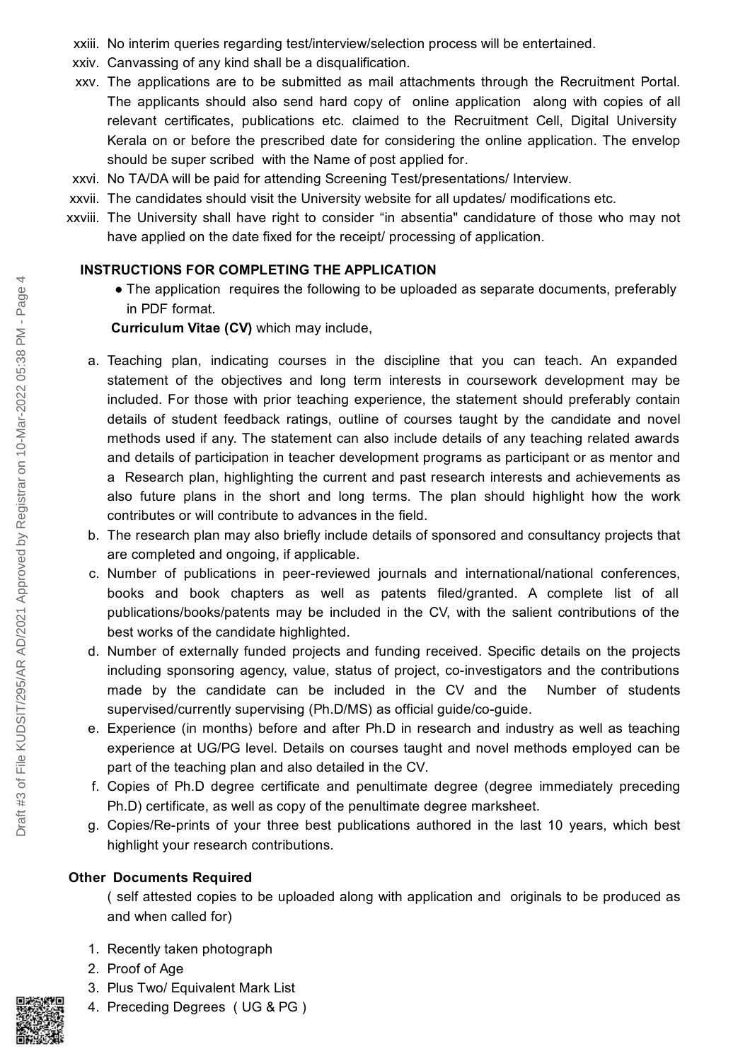xxiii. No interim queries regarding test/interview/selection process will be entertained.

xxiv. Canvassing of any kind shall be a disqualification.

xxv. The applications are to be submitted as mail attachments through the Recruitment Portal. The applicants should also send hard copy of online application along with copies of all relevant certificates, publications etc. claimed to the Recruitment Cell, Digital University Kerala on or before the prescribed date for considering the online application. The envelop should be super scribed with the Name of post applied for.

xxvi. No TA/DA will be paid for attending Screening Test/presentations/ Interview.

xxvii. The candidates should visit the University website for all updates/ modifications etc.

xxviii. The University shall have right to consider "in absentia" candidature of those who may not have applied on the date fixed for the receipt/ processing of application.

**INSTRUCTIONS FOR COMPLETING THE APPLICATION**

- The application requires the following to be uploaded as separate documents, preferably in PDF format.

**Curriculum Vitae (CV)** which may include,

a. Teaching plan, indicating courses in the discipline that you can teach. An expanded statement of the objectives and long term interests in coursework development may be included. For those with prior teaching experience, the statement should preferably contain details of student feedback ratings, outline of courses taught by the candidate and novel methods used if any. The statement can also include details of any teaching related awards and details of participation in teacher development programs as participant or as mentor and a Research plan, highlighting the current and past research interests and achievements as also future plans in the short and long terms. The plan should highlight how the work contributes or will contribute to advances in the field.

b. The research plan may also briefly include details of sponsored and consultancy projects that are completed and ongoing, if applicable.

c. Number of publications in peer-reviewed journals and international/national conferences, books and book chapters as well as patents filed/granted. A complete list of all publications/books/patents may be included in the CV, with the salient contributions of the best works of the candidate highlighted.

d. Number of externally funded projects and funding received. Specific details on the projects including sponsoring agency, value, status of project, co-investigators and the contributions made by the candidate can be included in the CV and the Number of students supervised/currently supervising (Ph.D/MS) as official guide/co-guide.

e. Experience (in months) before and after Ph.D in research and industry as well as teaching experience at UG/PG level. Details on courses taught and novel methods employed can be part of the teaching plan and also detailed in the CV.

f. Copies of Ph.D degree certificate and penultimate degree (degree immediately preceding Ph.D) certificate, as well as copy of the penultimate degree marksheet.

g. Copies/Re-prints of your three best publications authored in the last 10 years, which best highlight your research contributions.

**Other Documents Required**

( self attested copies to be uploaded along with application and originals to be produced as and when called for)

1. Recently taken photograph
2. Proof of Age
3. Plus Two/ Equivalent Mark List
4. Preceding Degrees ( UG & PG )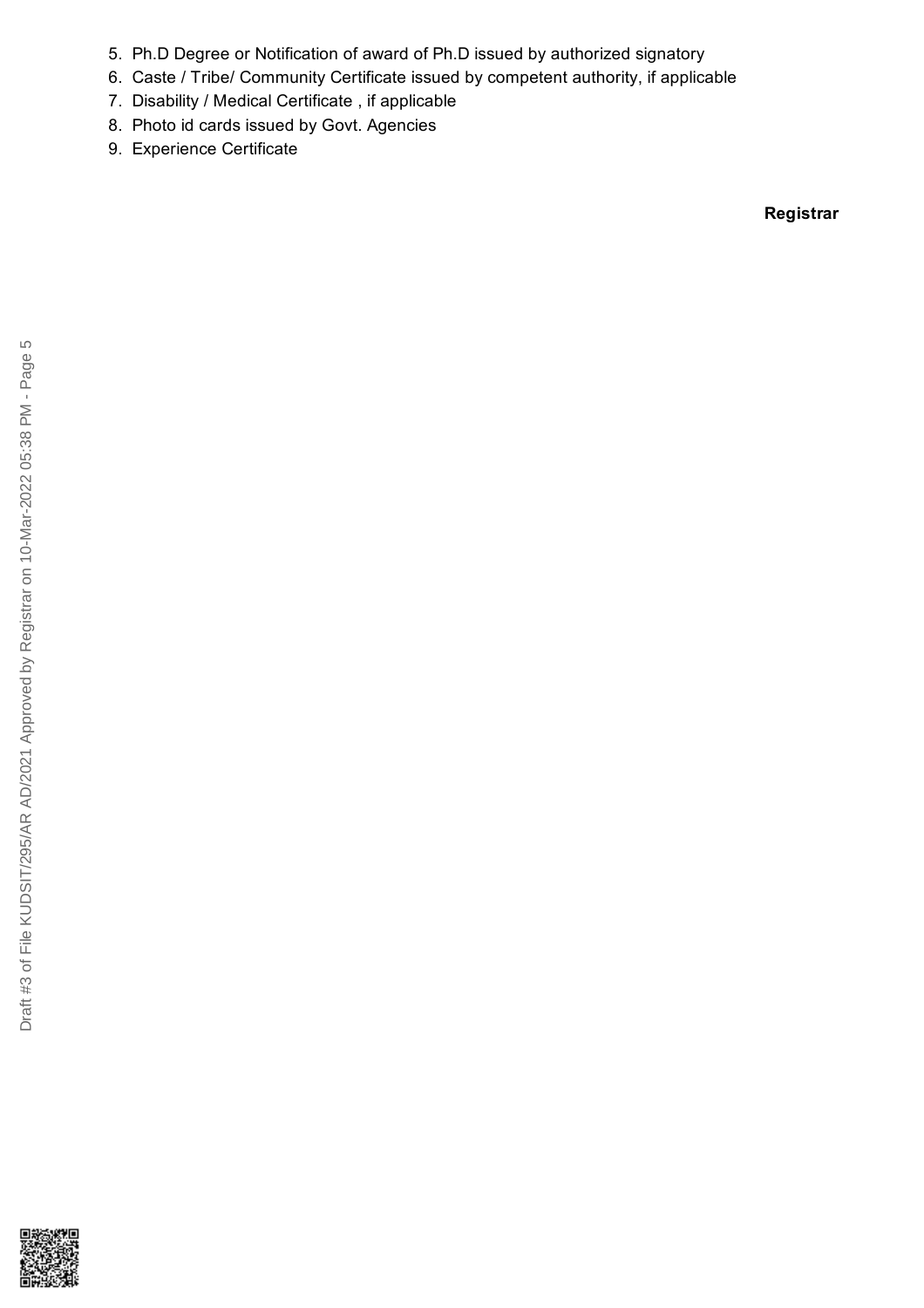5. Ph.D Degree or Notification of award of Ph.D issued by authorized signatory
6. Caste / Tribe/ Community Certificate issued by competent authority, if applicable
7. Disability / Medical Certificate , if applicable
8. Photo id cards issued by Govt. Agencies
9. Experience Certificate

**Registrar**